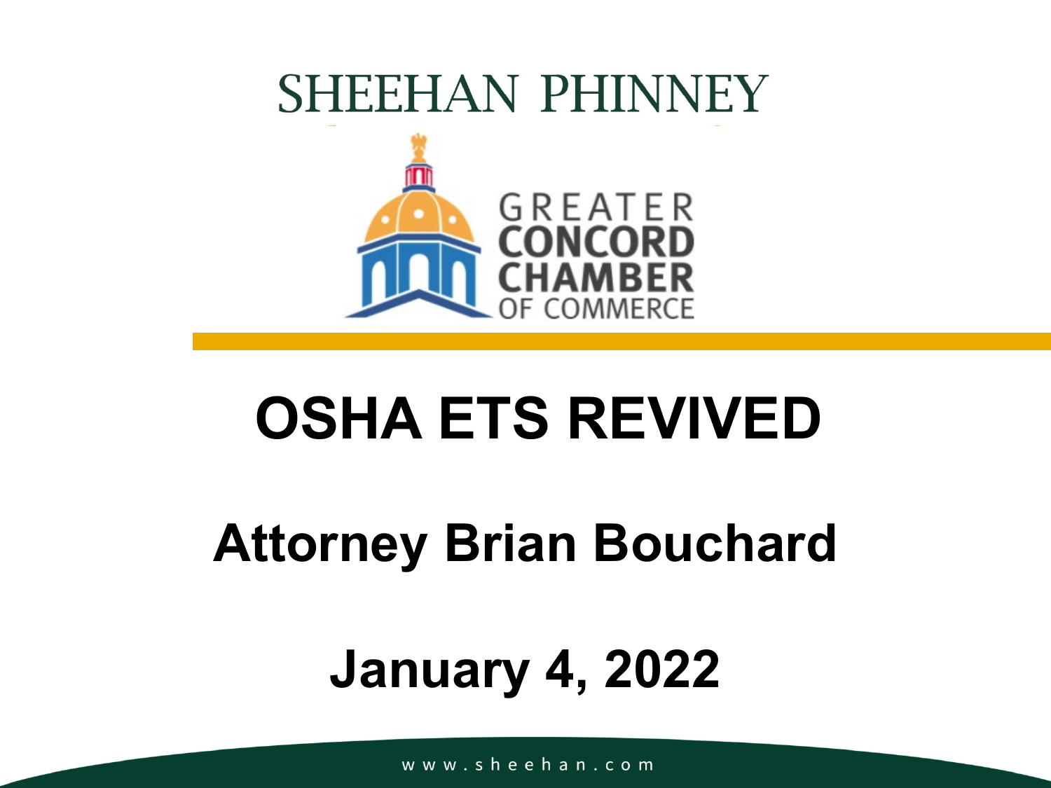SHEEHAN PHINNEY

GREATER CONCORD CHAMBER OF COMMERCE

# OSHA ETS REVIVED

## Attorney Brian Bouchard

## January 4, 2022

www.sheehan.com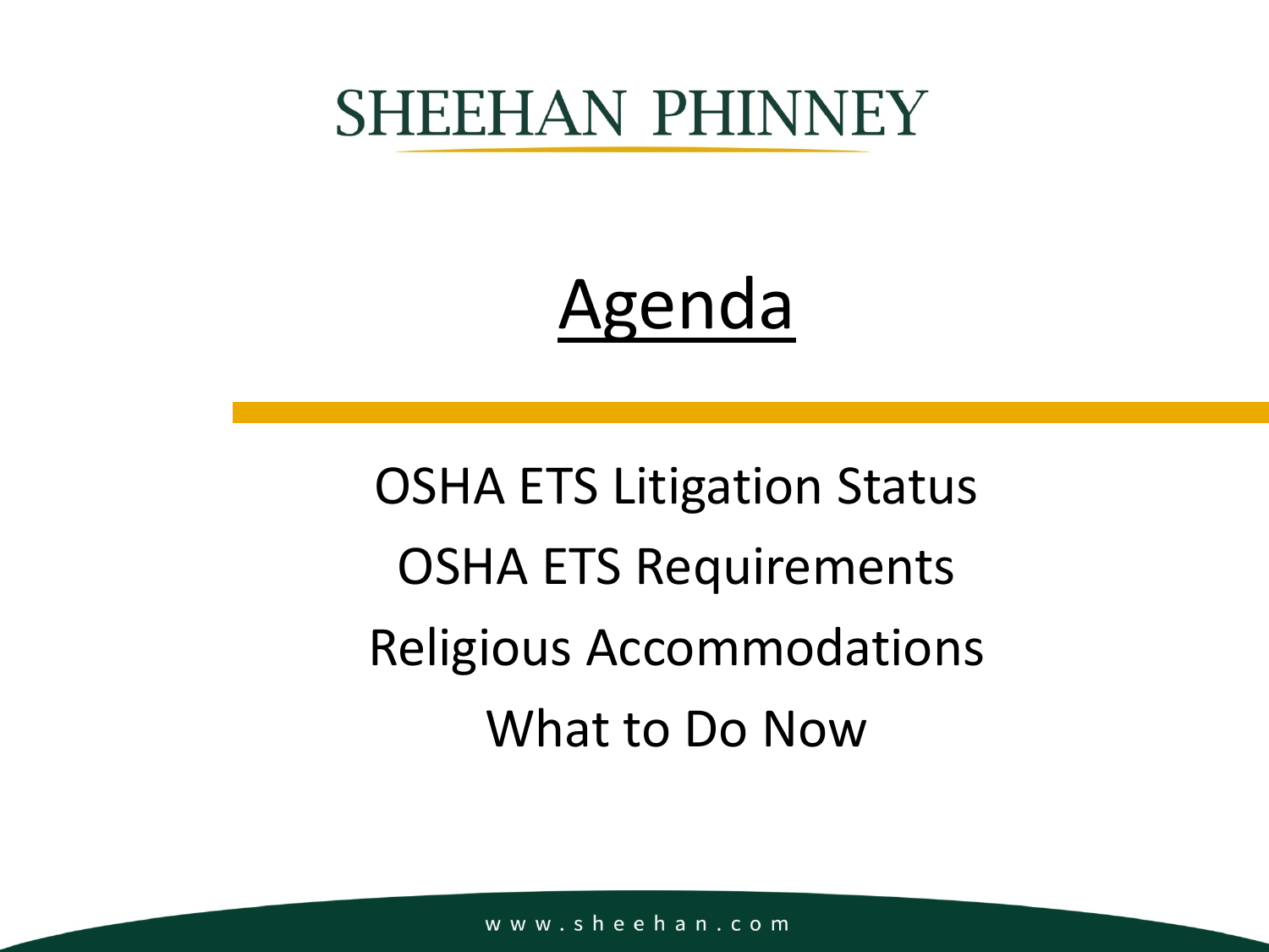# Agenda

OSHA ETS Litigation Status

OSHA ETS Requirements

Religious Accommodations

What to Do Now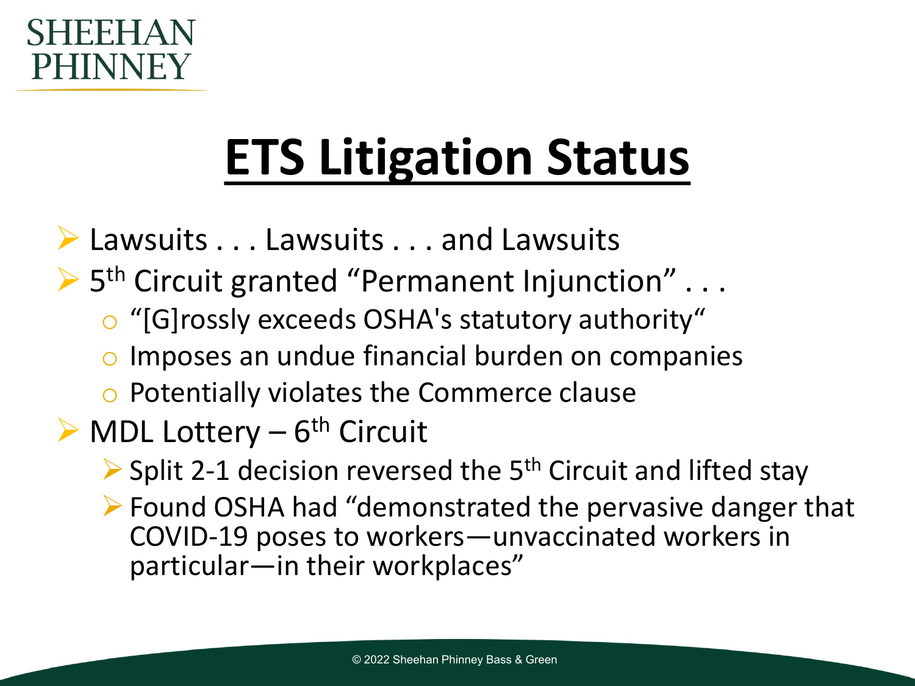# ETS Litigation Status

- Lawsuits . . . Lawsuits . . . and Lawsuits
- 5th Circuit granted "Permanent Injunction" . . .
  - "[G]rossly exceeds OSHA's statutory authority"
  - Imposes an undue financial burden on companies
  - Potentially violates the Commerce clause
- MDL Lottery – 6th Circuit
  - Split 2-1 decision reversed the 5th Circuit and lifted stay
  - Found OSHA had "demonstrated the pervasive danger that COVID-19 poses to workers—unvaccinated workers in particular—in their workplaces"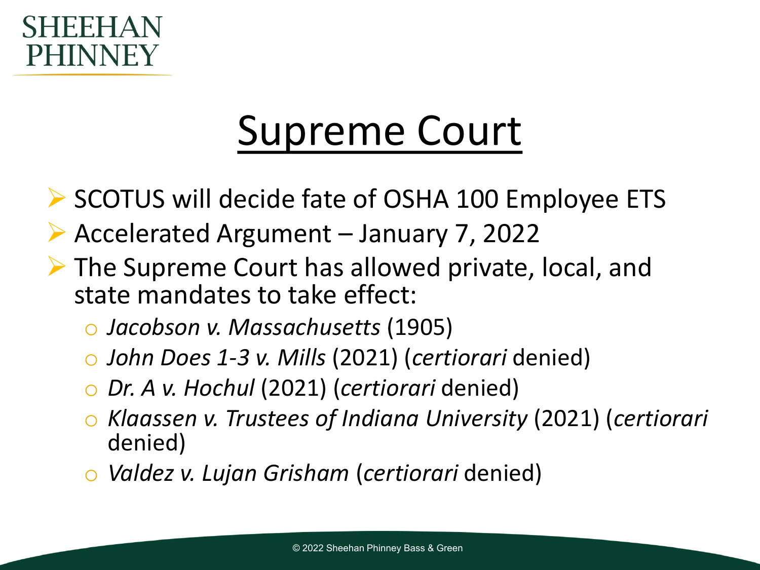# Supreme Court

- SCOTUS will decide fate of OSHA 100 Employee ETS
- Accelerated Argument – January 7, 2022
- The Supreme Court has allowed private, local, and state mandates to take effect:
  - *Jacobson v. Massachusetts* (1905)
  - *John Does 1-3 v. Mills* (2021) (*certiorari* denied)
  - *Dr. A v. Hochul* (2021) (*certiorari* denied)
  - *Klaassen v. Trustees of Indiana University* (2021) (*certiorari* denied)
  - *Valdez v. Lujan Grisham* (*certiorari* denied)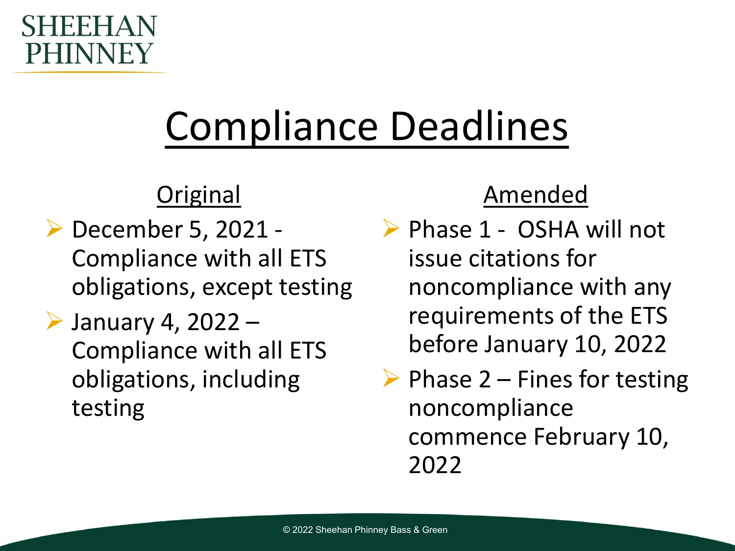# Compliance Deadlines

## Original

- December 5, 2021 - Compliance with all ETS obligations, except testing
- January 4, 2022 – Compliance with all ETS obligations, including testing

## Amended

- Phase 1 - OSHA will not issue citations for noncompliance with any requirements of the ETS before January 10, 2022
- Phase 2 – Fines for testing noncompliance commence February 10, 2022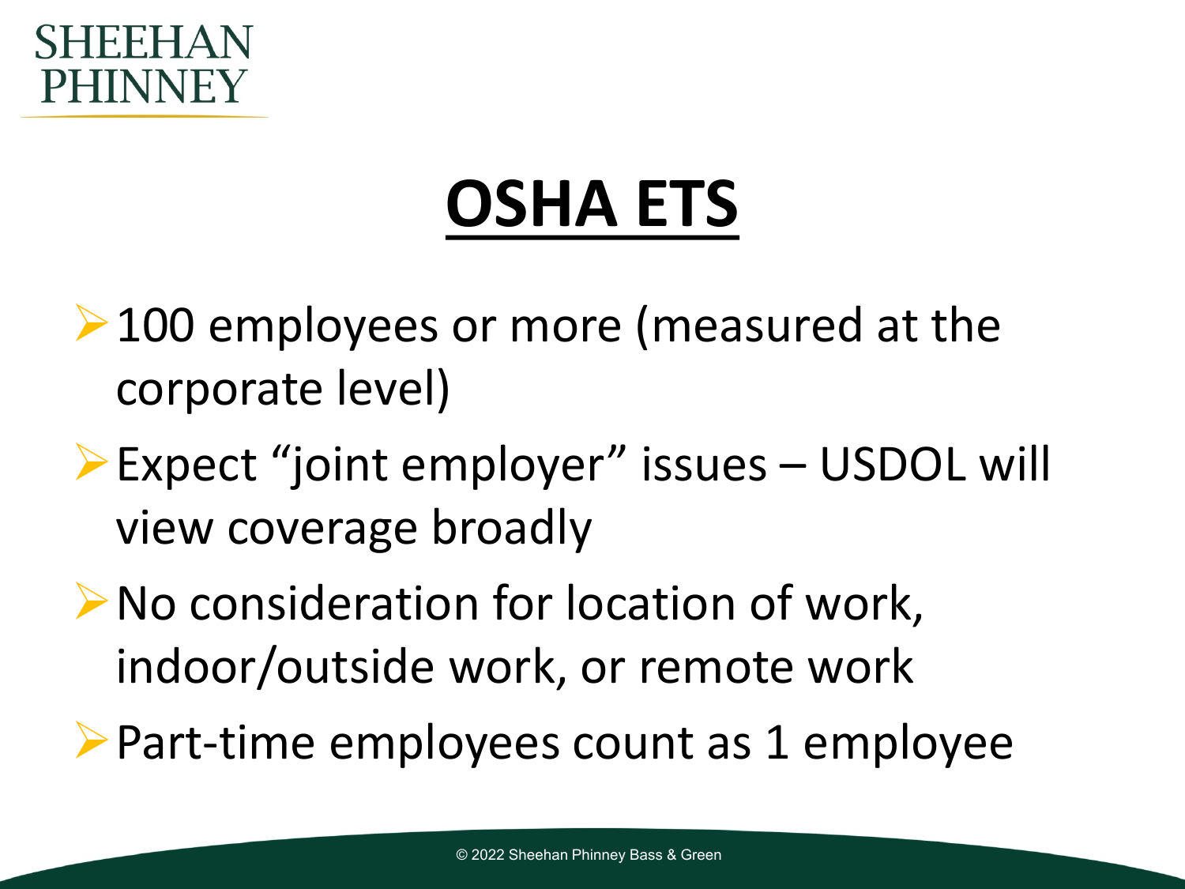# OSHA ETS

- 100 employees or more (measured at the corporate level)
- Expect "joint employer" issues – USDOL will view coverage broadly
- No consideration for location of work, indoor/outside work, or remote work
- Part-time employees count as 1 employee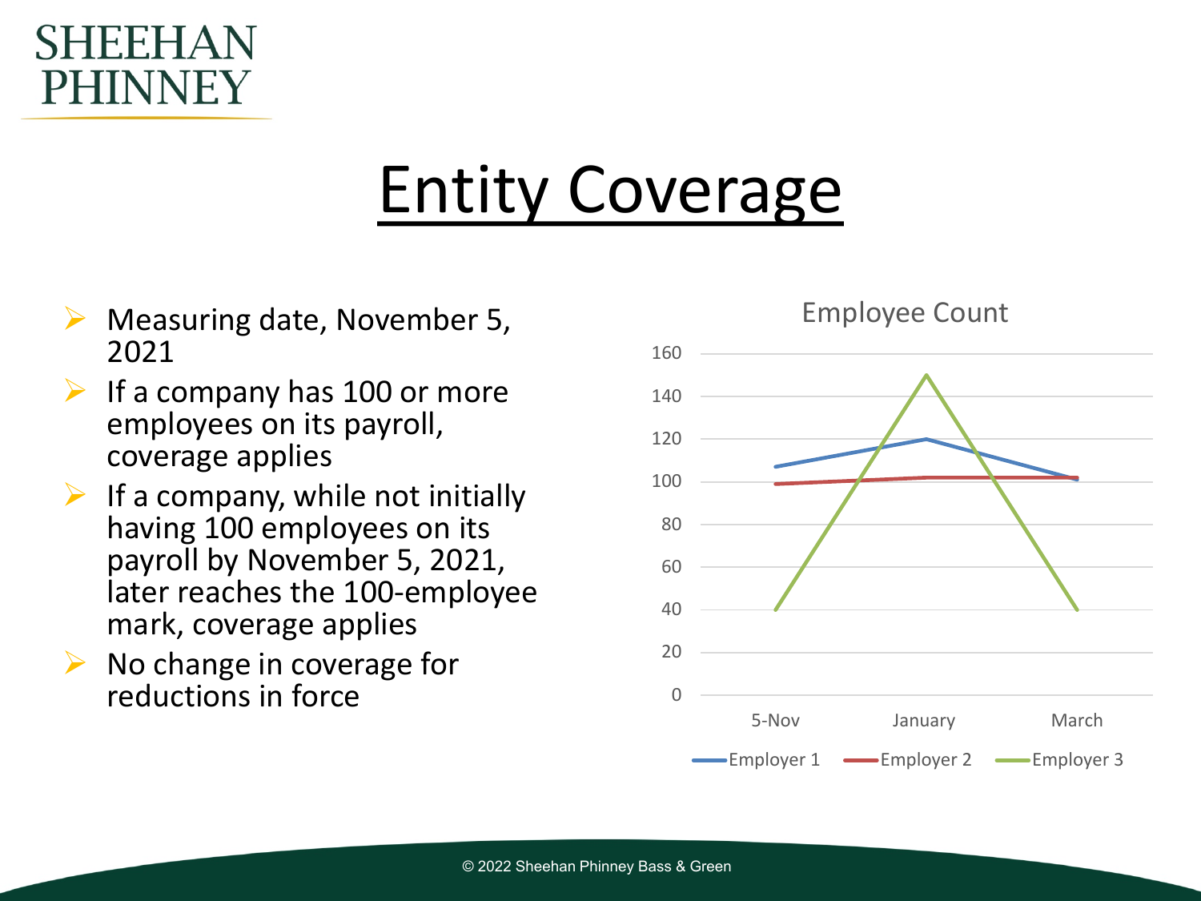# Entity Coverage

- Measuring date, November 5, 2021
- If a company has 100 or more employees on its payroll, coverage applies
- If a company, while not initially having 100 employees on its payroll by November 5, 2021, later reaches the 100-employee mark, coverage applies
- No change in coverage for reductions in force

Employee Count

| | 5-Nov | January | March |
|---|---|---|---|
| Employer 1 | 107 | 120 | 101 |
| Employer 2 | 99 | 102 | 102 |
| Employer 3 | 40 | 150 | 40 |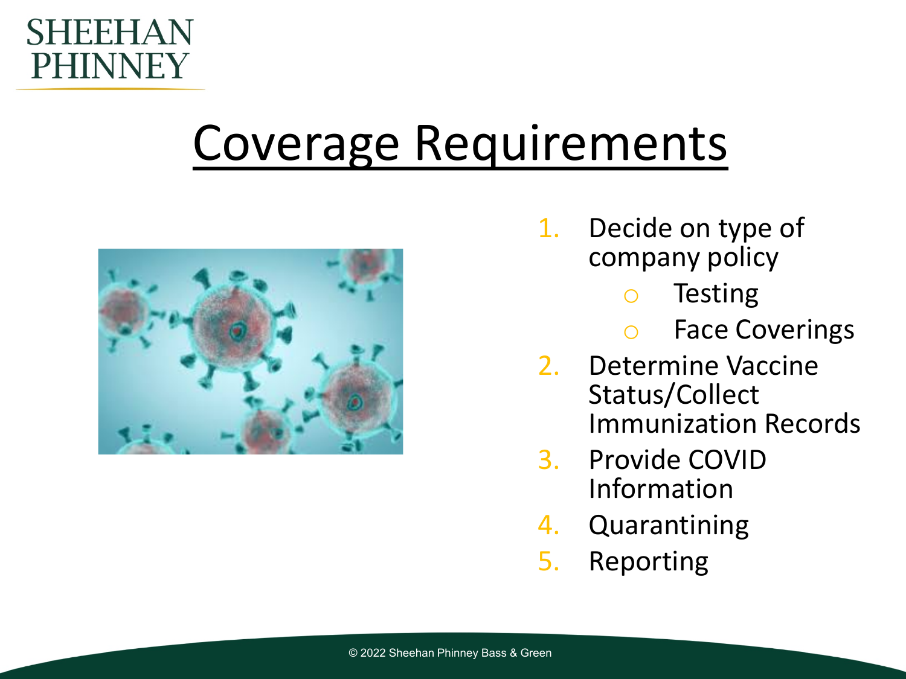# Coverage Requirements

1. Decide on type of company policy
   - Testing
   - Face Coverings
2. Determine Vaccine Status/Collect Immunization Records
3. Provide COVID Information
4. Quarantining
5. Reporting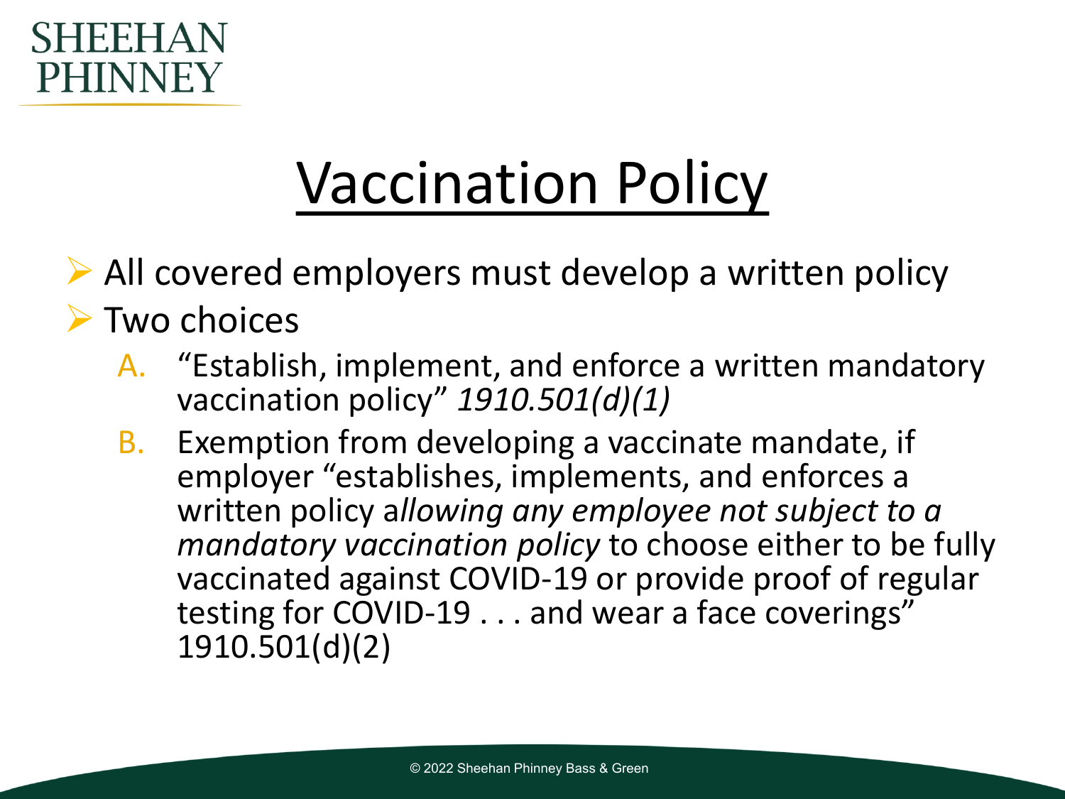# Vaccination Policy

- All covered employers must develop a written policy
- Two choices
  A. "Establish, implement, and enforce a written mandatory vaccination policy" *1910.501(d)(1)*
  B. Exemption from developing a vaccinate mandate, if employer "establishes, implements, and enforces a written policy a*llowing any employee not subject to a mandatory vaccination policy* to choose either to be fully vaccinated against COVID-19 or provide proof of regular testing for COVID-19 . . . and wear a face coverings" 1910.501(d)(2)

© 2022 Sheehan Phinney Bass & Green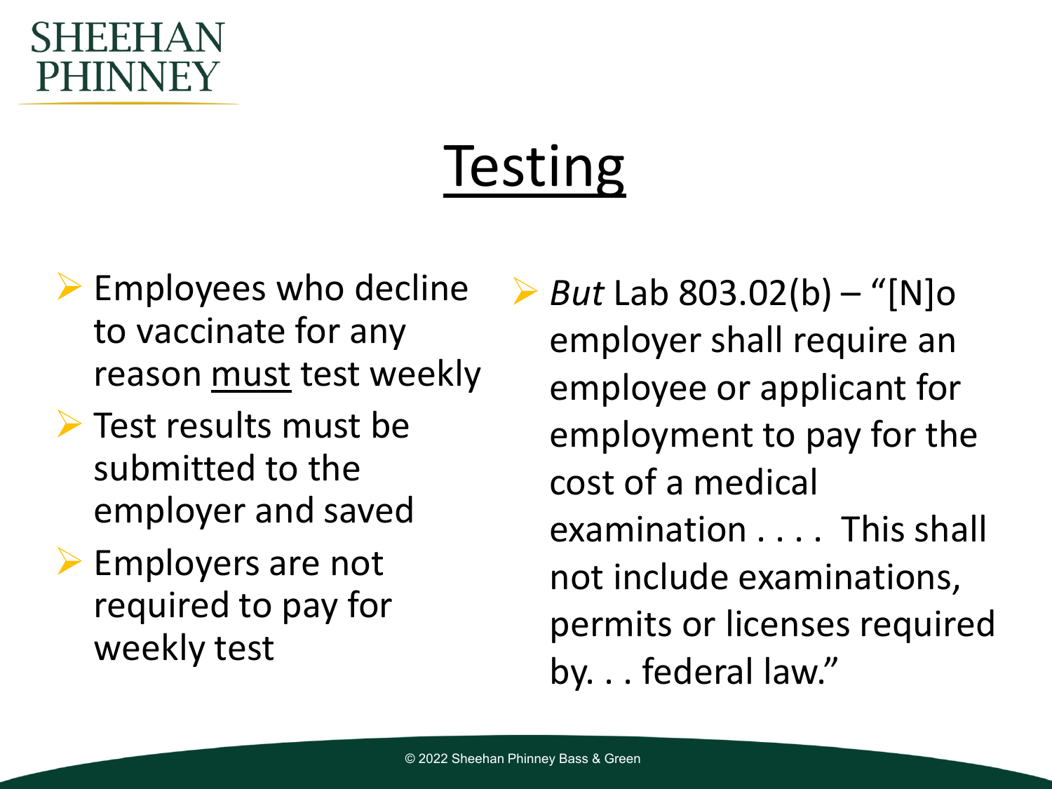# Testing

- Employees who decline to vaccinate for any reason must test weekly
- Test results must be submitted to the employer and saved
- Employers are not required to pay for weekly test

- *But* Lab 803.02(b) – "[N]o employer shall require an employee or applicant for employment to pay for the cost of a medical examination . . . . This shall not include examinations, permits or licenses required by. . . federal law."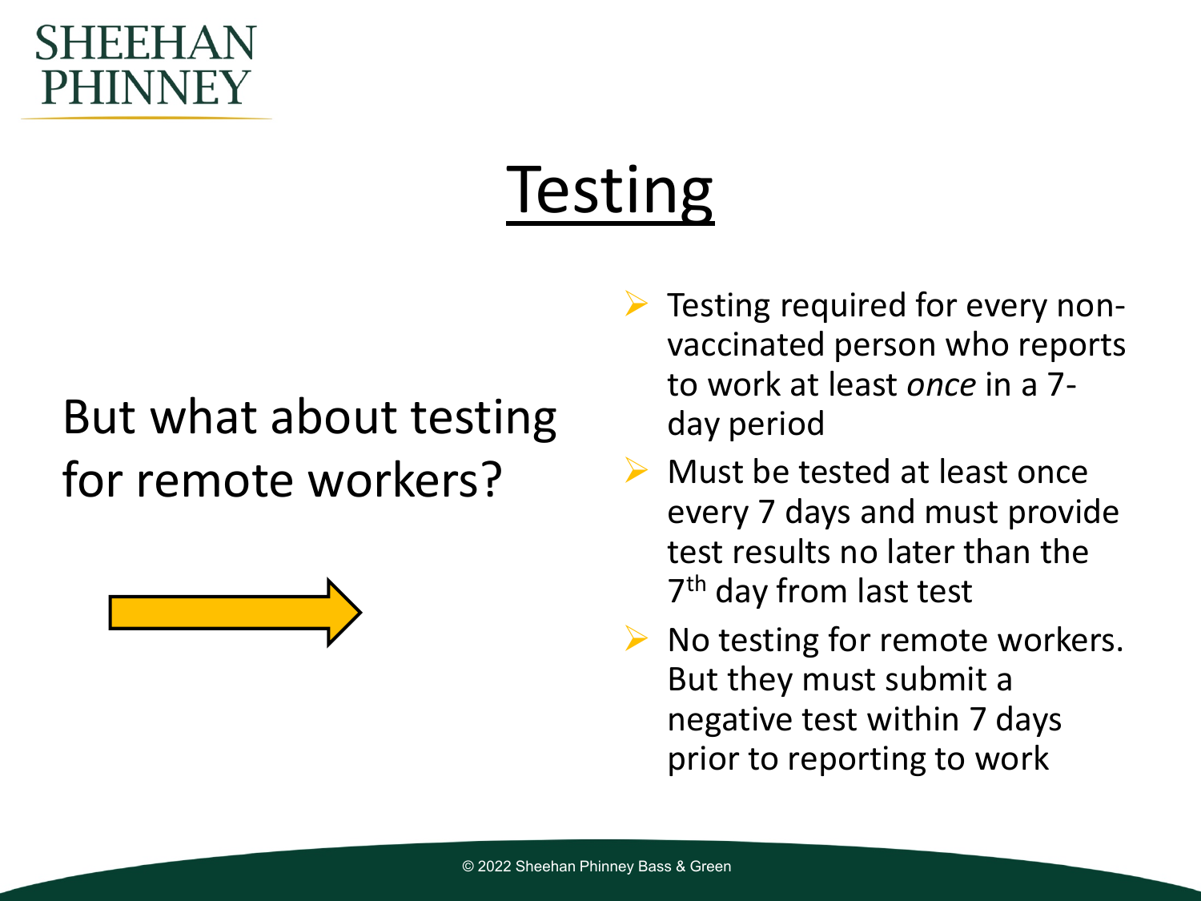# Testing

But what about testing for remote workers?

- Testing required for every non-vaccinated person who reports to work at least *once* in a 7-day period
- Must be tested at least once every 7 days and must provide test results no later than the 7th day from last test
- No testing for remote workers. But they must submit a negative test within 7 days prior to reporting to work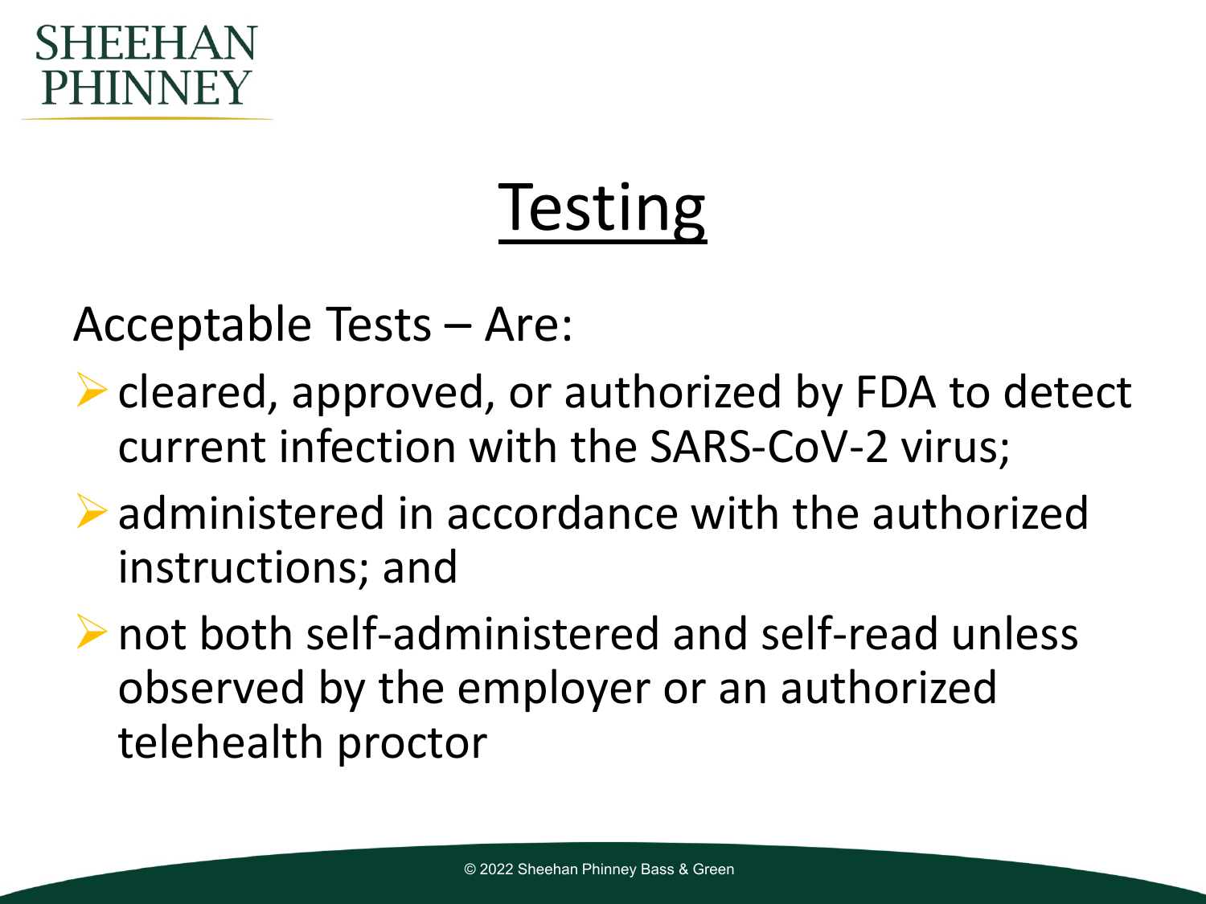# Testing

Acceptable Tests – Are:

- cleared, approved, or authorized by FDA to detect current infection with the SARS-CoV-2 virus;
- administered in accordance with the authorized instructions; and
- not both self-administered and self-read unless observed by the employer or an authorized telehealth proctor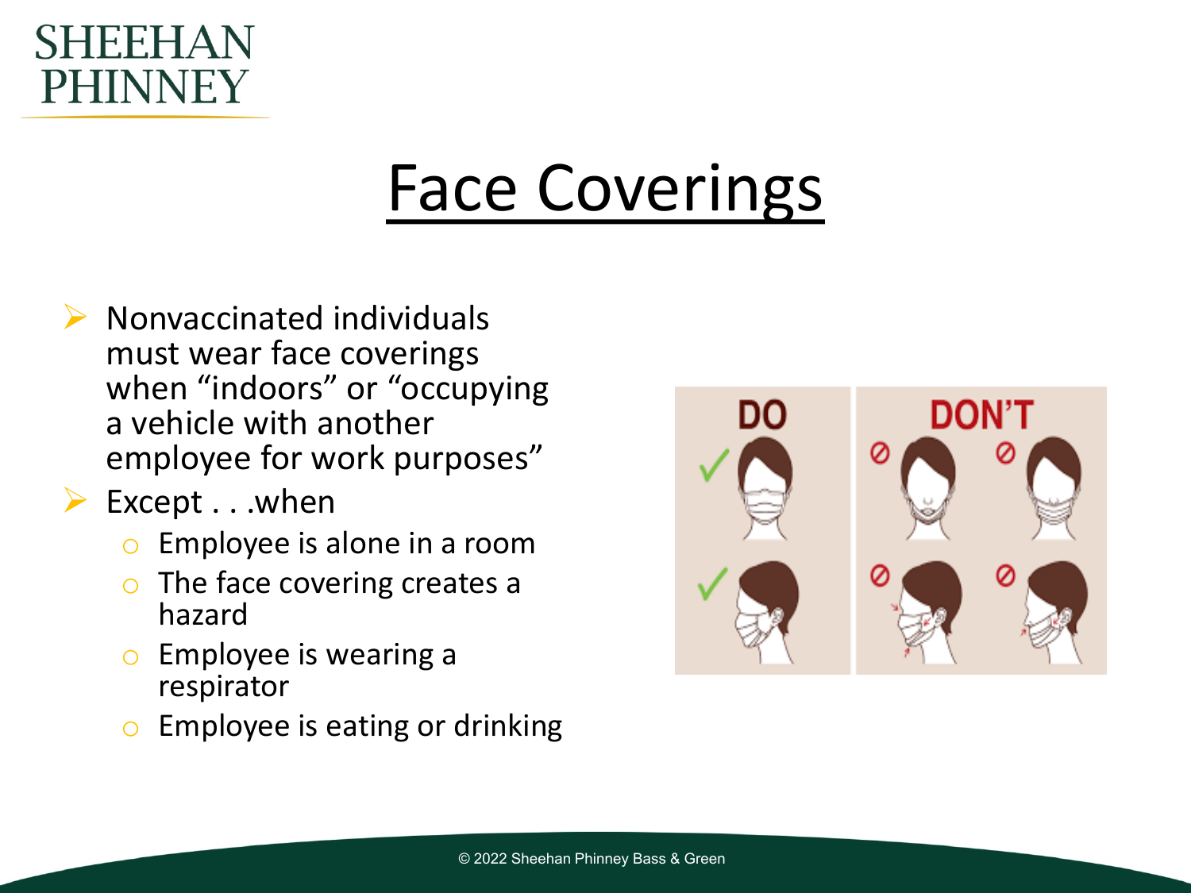# Face Coverings

- Nonvaccinated individuals must wear face coverings when "indoors" or "occupying a vehicle with another employee for work purposes"
- Except . . .when
  - Employee is alone in a room
  - The face covering creates a hazard
  - Employee is wearing a respirator
  - Employee is eating or drinking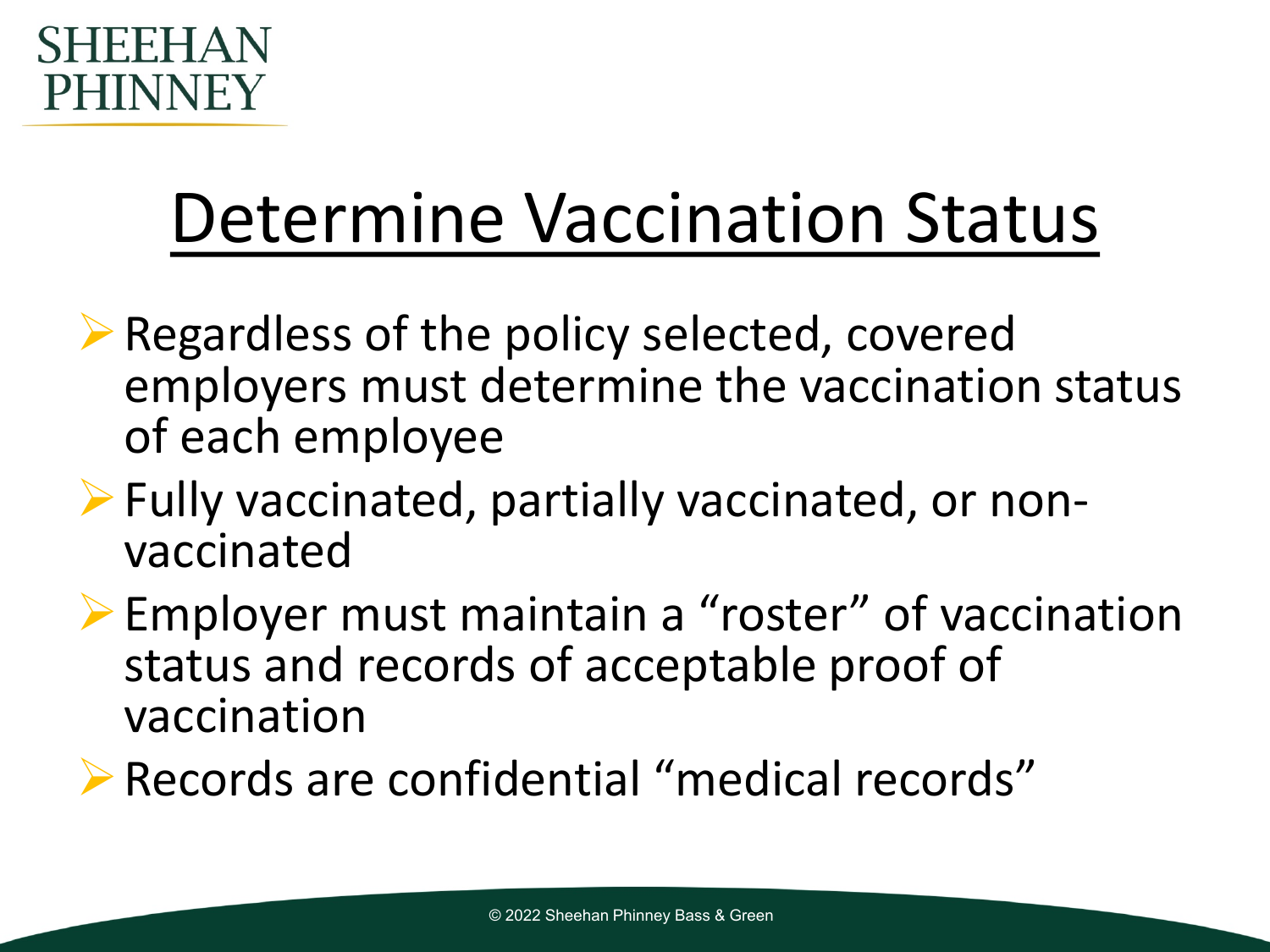# Determine Vaccination Status

- Regardless of the policy selected, covered employers must determine the vaccination status of each employee
- Fully vaccinated, partially vaccinated, or non-vaccinated
- Employer must maintain a "roster" of vaccination status and records of acceptable proof of vaccination
- Records are confidential "medical records"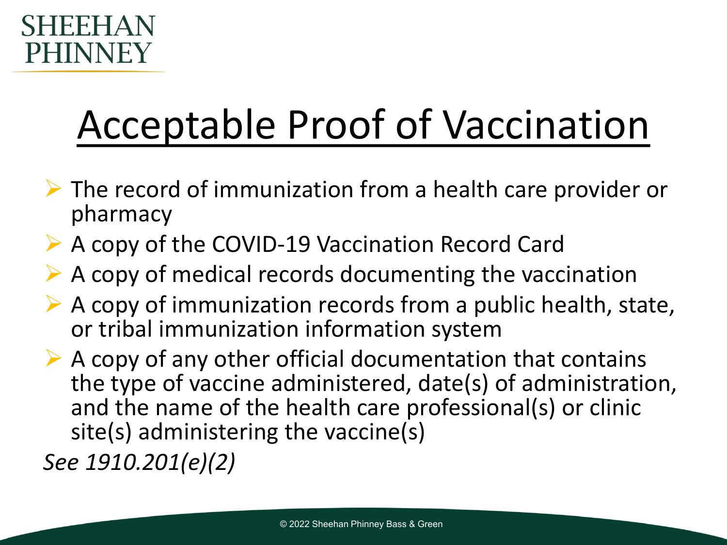# Acceptable Proof of Vaccination

- The record of immunization from a health care provider or pharmacy
- A copy of the COVID-19 Vaccination Record Card
- A copy of medical records documenting the vaccination
- A copy of immunization records from a public health, state, or tribal immunization information system
- A copy of any other official documentation that contains the type of vaccine administered, date(s) of administration, and the name of the health care professional(s) or clinic site(s) administering the vaccine(s)

*See 1910.201(e)(2)*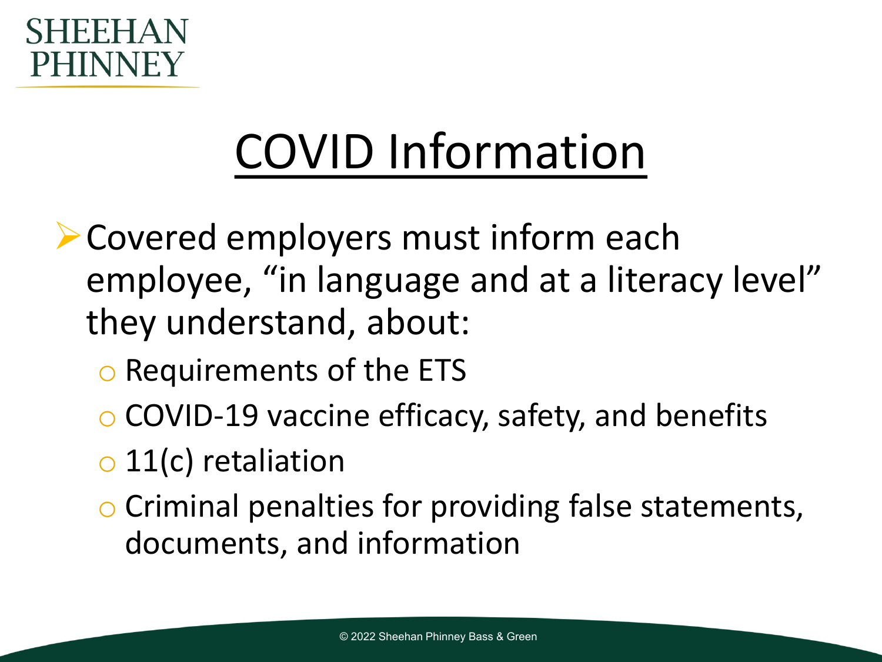# COVID Information

- Covered employers must inform each employee, "in language and at a literacy level" they understand, about:
  - Requirements of the ETS
  - COVID-19 vaccine efficacy, safety, and benefits
  - 11(c) retaliation
  - Criminal penalties for providing false statements, documents, and information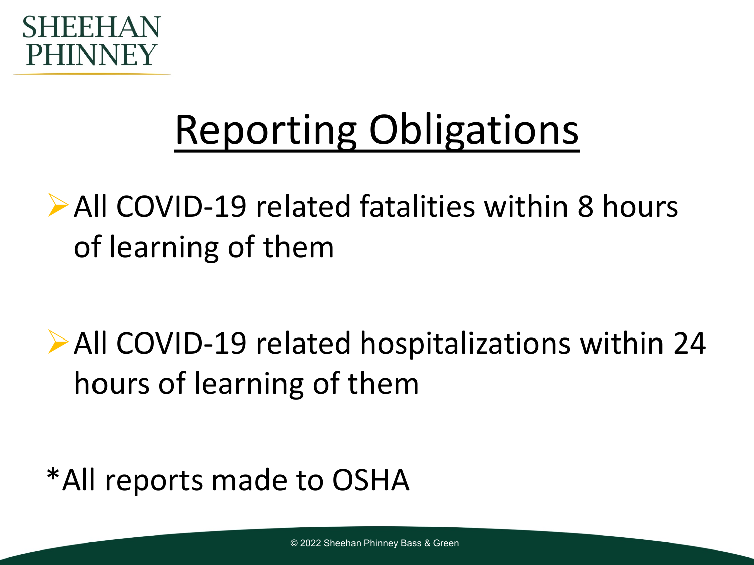# Reporting Obligations

- All COVID-19 related fatalities within 8 hours of learning of them

- All COVID-19 related hospitalizations within 24 hours of learning of them

*All reports made to OSHA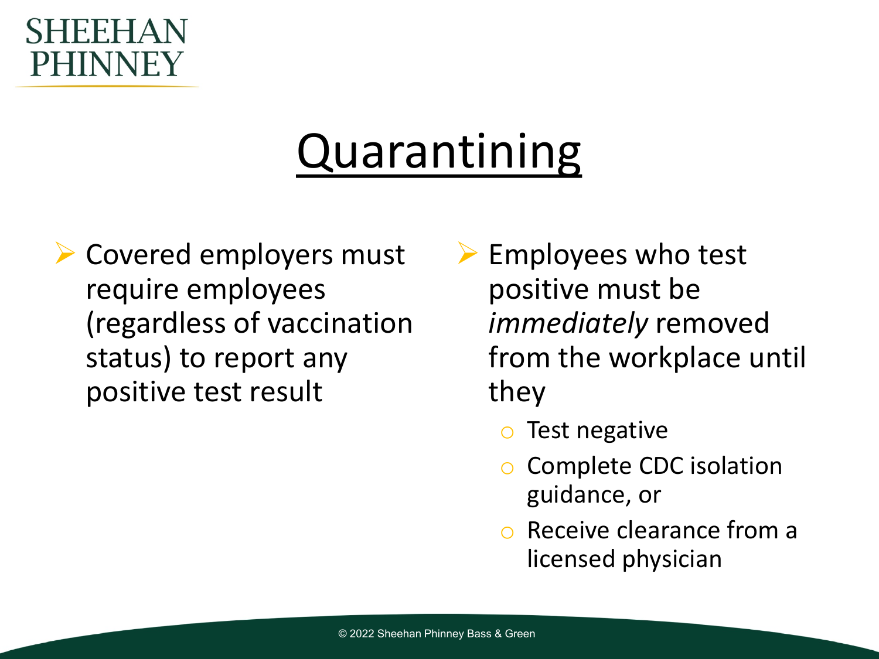# Quarantining

- Covered employers must require employees (regardless of vaccination status) to report any positive test result

- Employees who test positive must be *immediately* removed from the workplace until they
  - Test negative
  - Complete CDC isolation guidance, or
  - Receive clearance from a licensed physician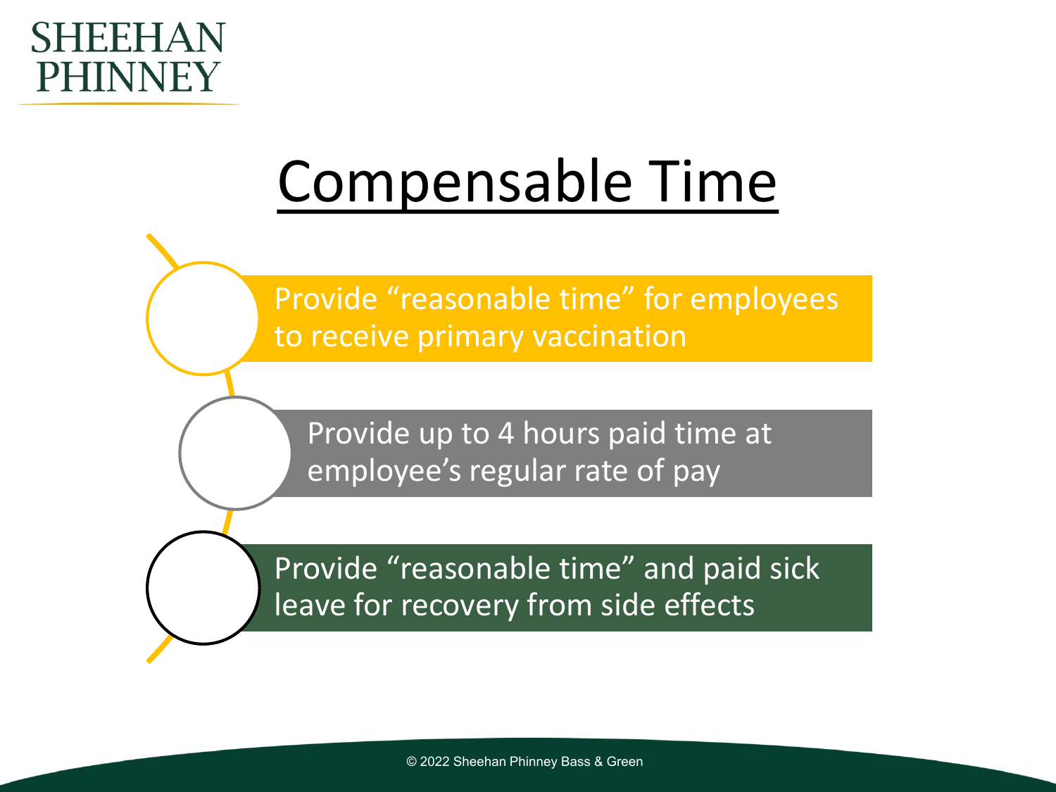# Compensable Time

- Provide "reasonable time" for employees to receive primary vaccination
- Provide up to 4 hours paid time at employee's regular rate of pay
- Provide "reasonable time" and paid sick leave for recovery from side effects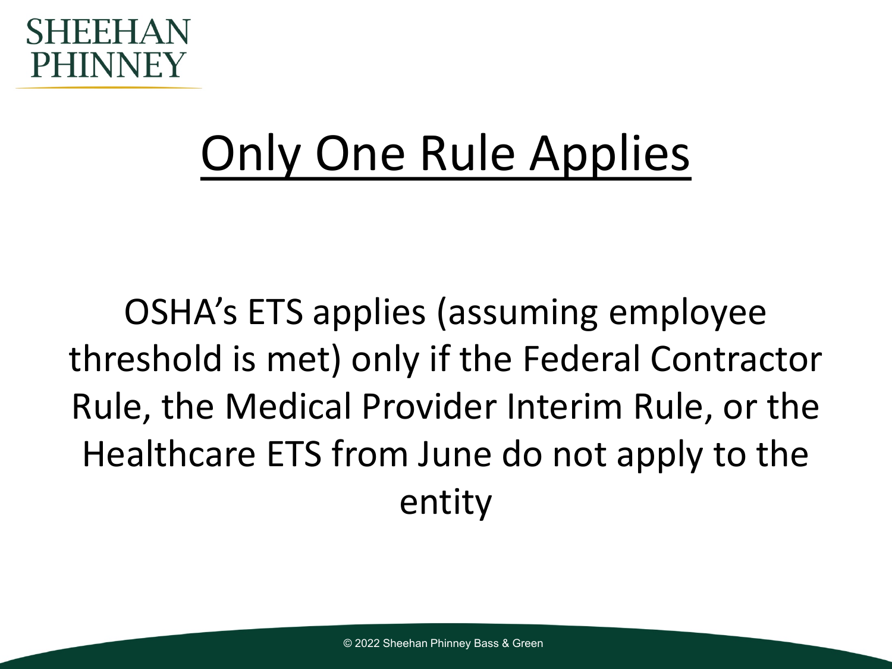# Only One Rule Applies

OSHA's ETS applies (assuming employee threshold is met) only if the Federal Contractor Rule, the Medical Provider Interim Rule, or the Healthcare ETS from June do not apply to the entity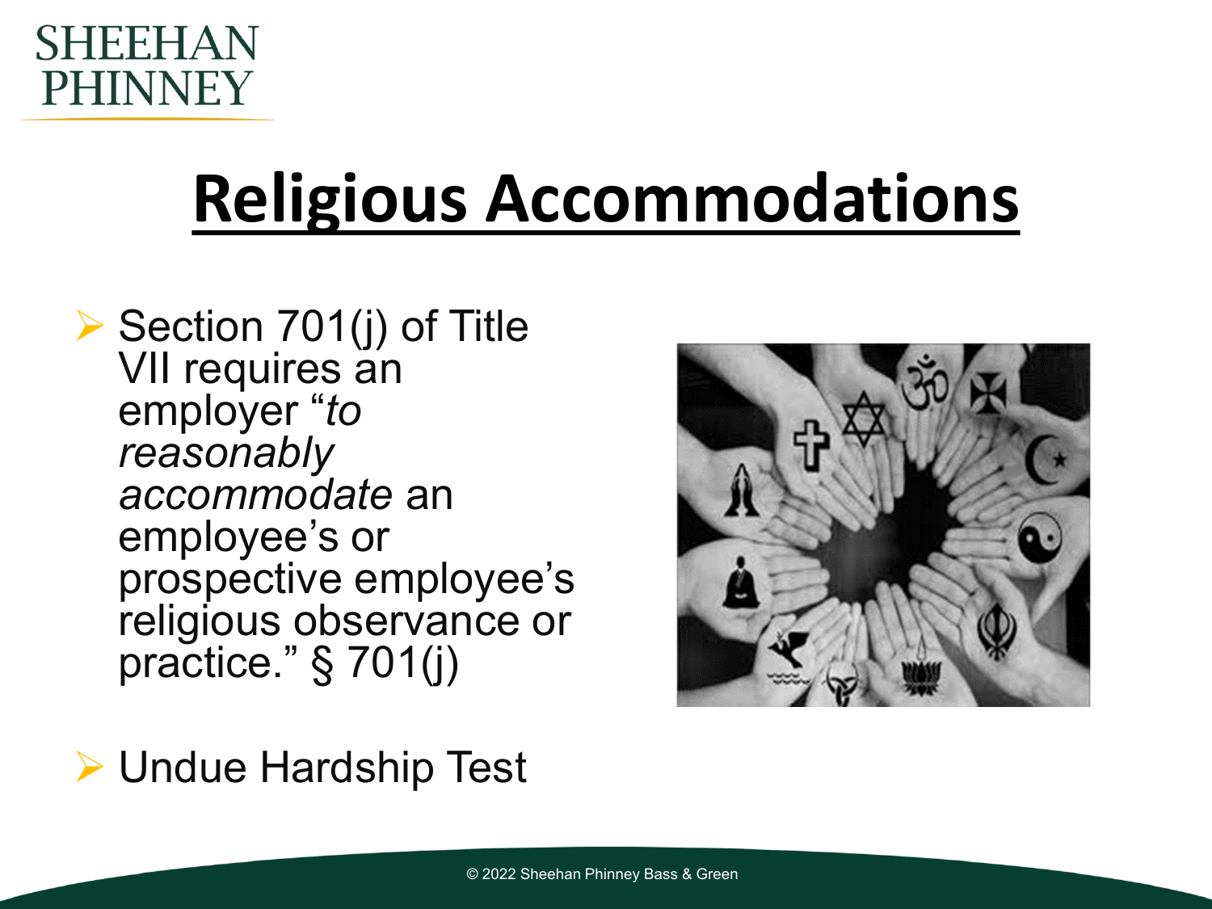# Religious Accommodations

- Section 701(j) of Title VII requires an employer "*to reasonably accommodate* an employee's or prospective employee's religious observance or practice." § 701(j)

- Undue Hardship Test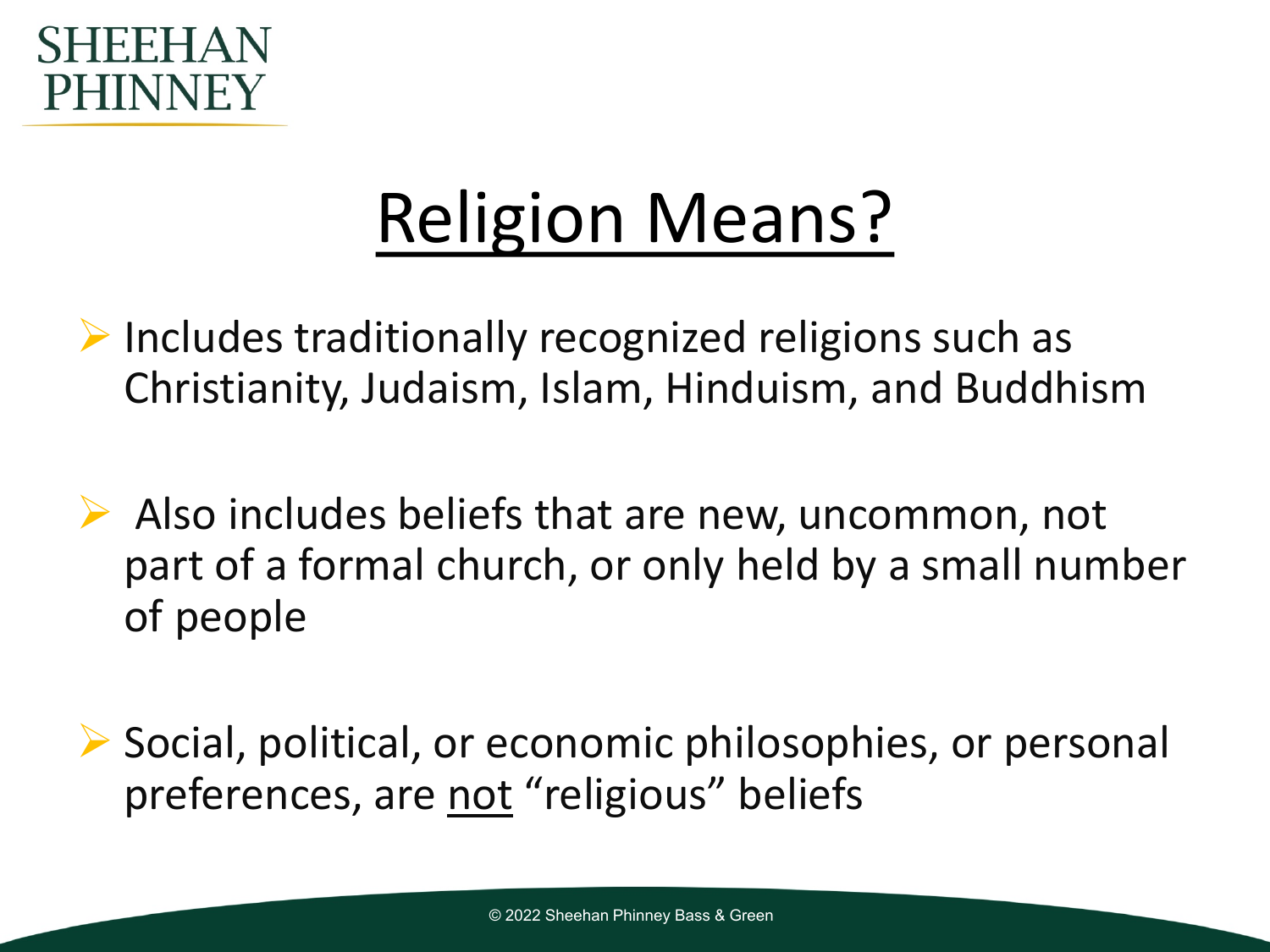# Religion Means?

- Includes traditionally recognized religions such as Christianity, Judaism, Islam, Hinduism, and Buddhism

- Also includes beliefs that are new, uncommon, not part of a formal church, or only held by a small number of people

- Social, political, or economic philosophies, or personal preferences, are not "religious" beliefs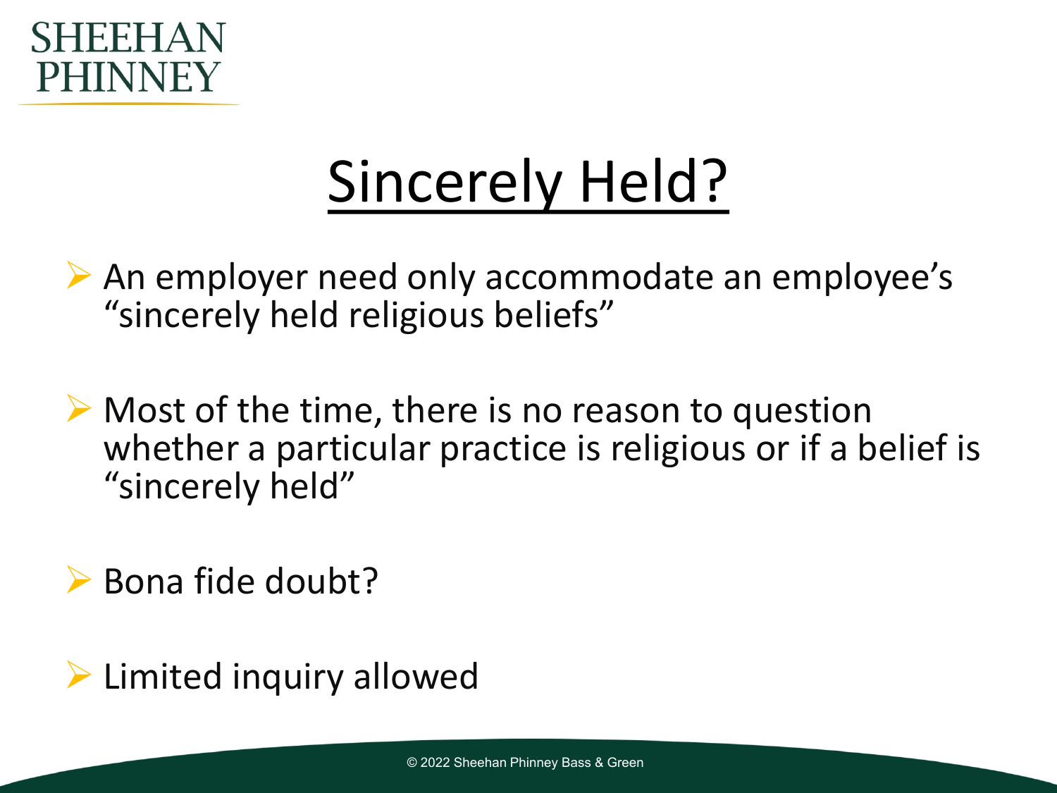# Sincerely Held?

- An employer need only accommodate an employee's "sincerely held religious beliefs"
- Most of the time, there is no reason to question whether a particular practice is religious or if a belief is "sincerely held"
- Bona fide doubt?
- Limited inquiry allowed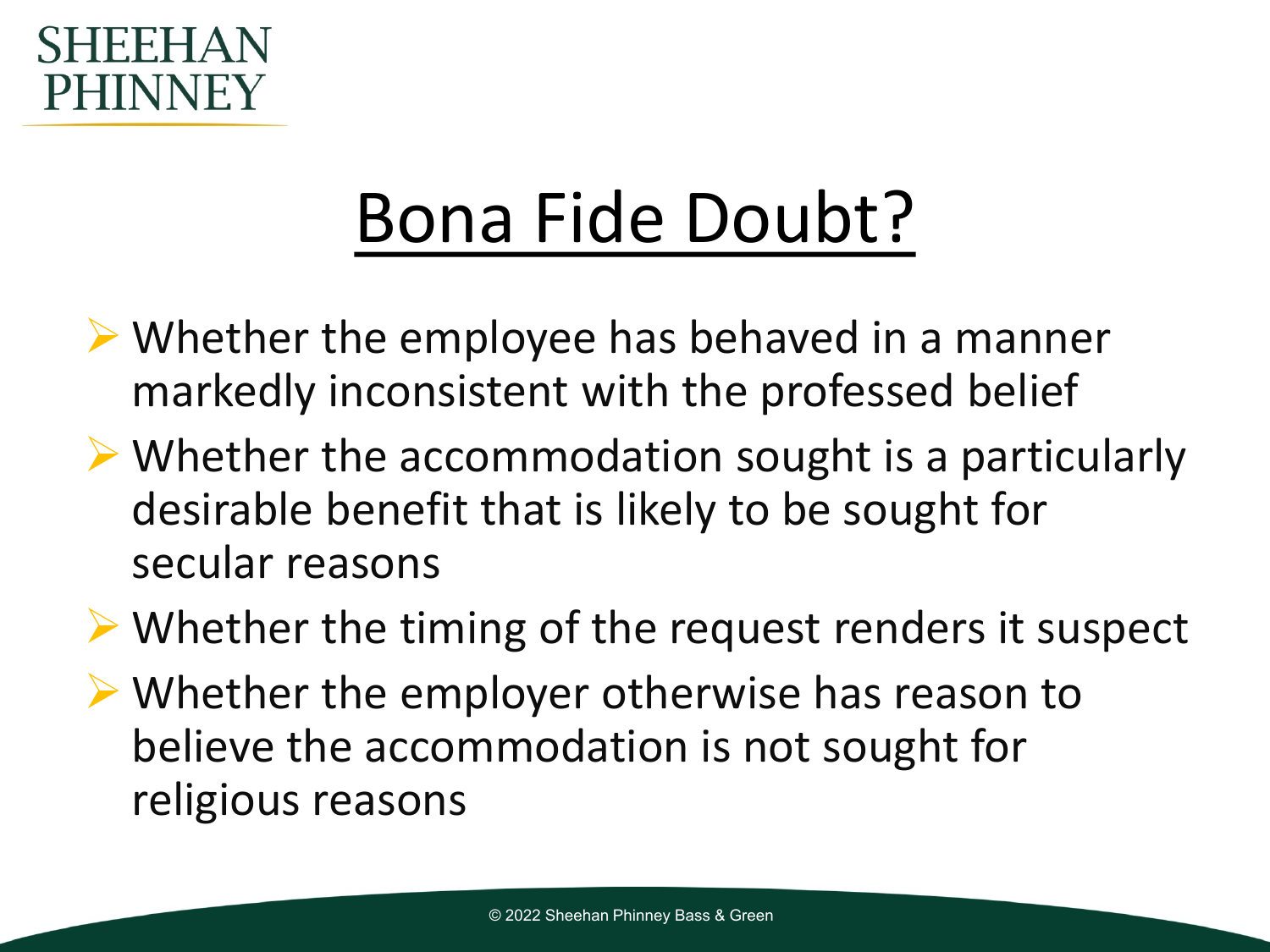# Bona Fide Doubt?

- Whether the employee has behaved in a manner markedly inconsistent with the professed belief
- Whether the accommodation sought is a particularly desirable benefit that is likely to be sought for secular reasons
- Whether the timing of the request renders it suspect
- Whether the employer otherwise has reason to believe the accommodation is not sought for religious reasons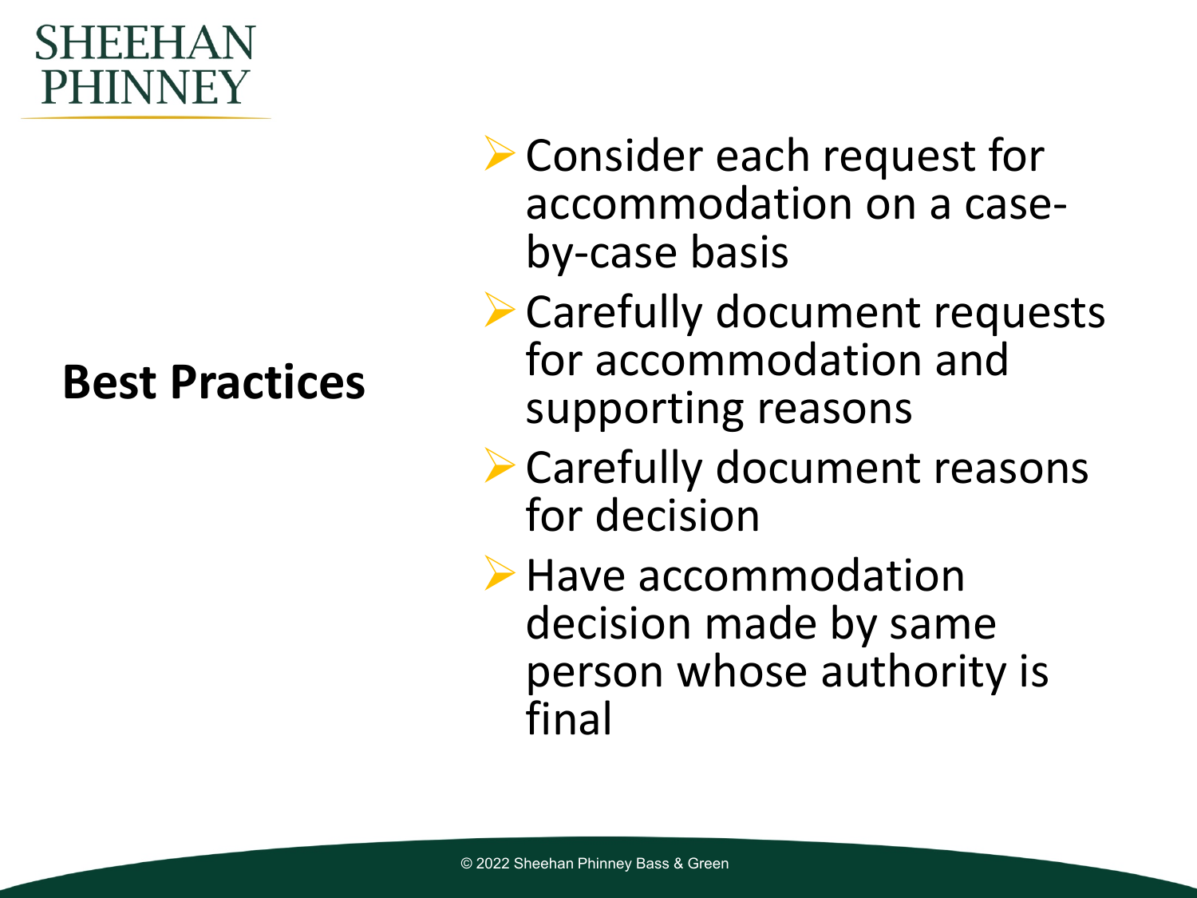## Best Practices

- Consider each request for accommodation on a case-by-case basis
- Carefully document requests for accommodation and supporting reasons
- Carefully document reasons for decision
- Have accommodation decision made by same person whose authority is final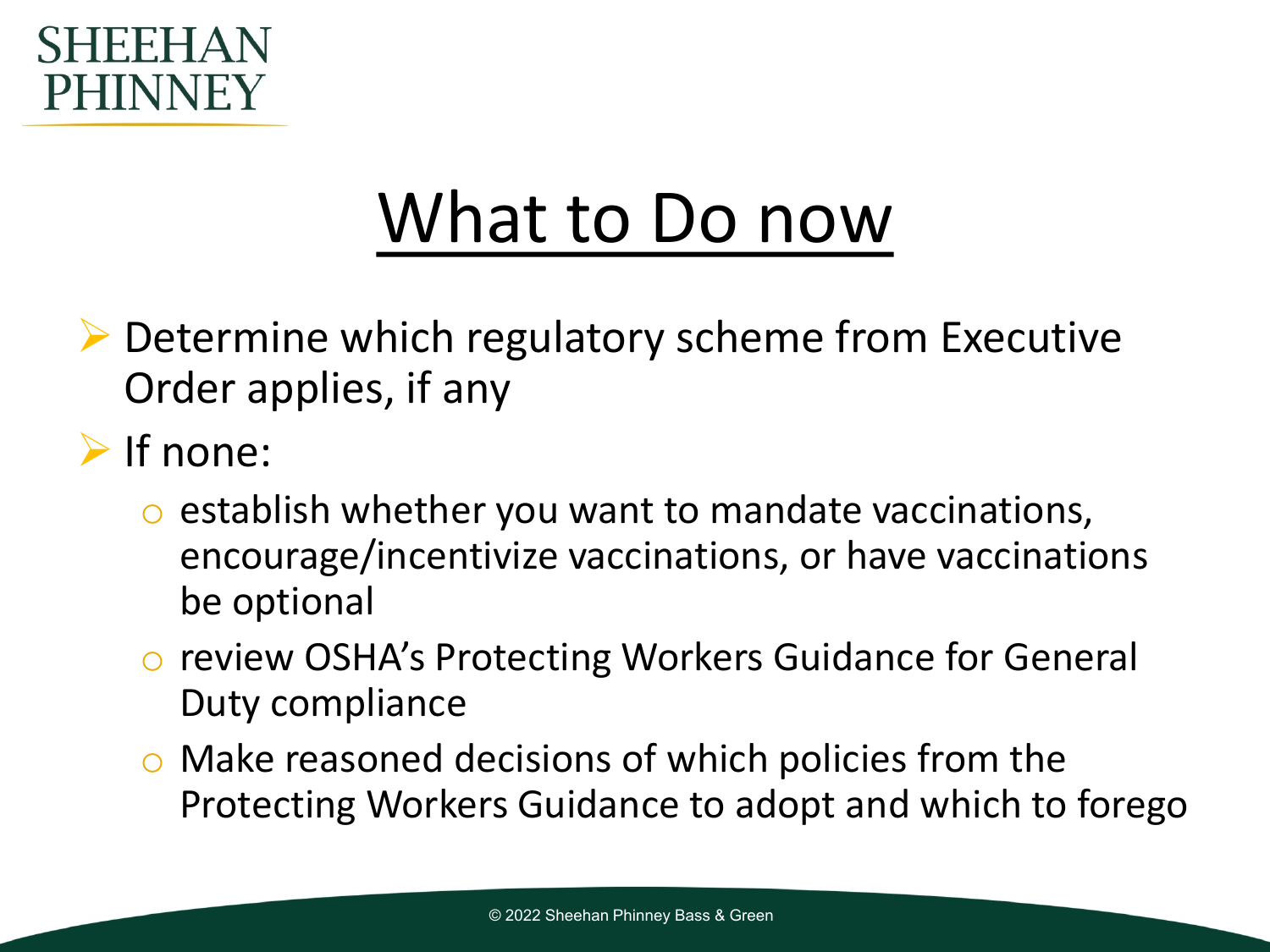# What to Do now

- Determine which regulatory scheme from Executive Order applies, if any
- If none:
  - establish whether you want to mandate vaccinations, encourage/incentivize vaccinations, or have vaccinations be optional
  - review OSHA's Protecting Workers Guidance for General Duty compliance
  - Make reasoned decisions of which policies from the Protecting Workers Guidance to adopt and which to forego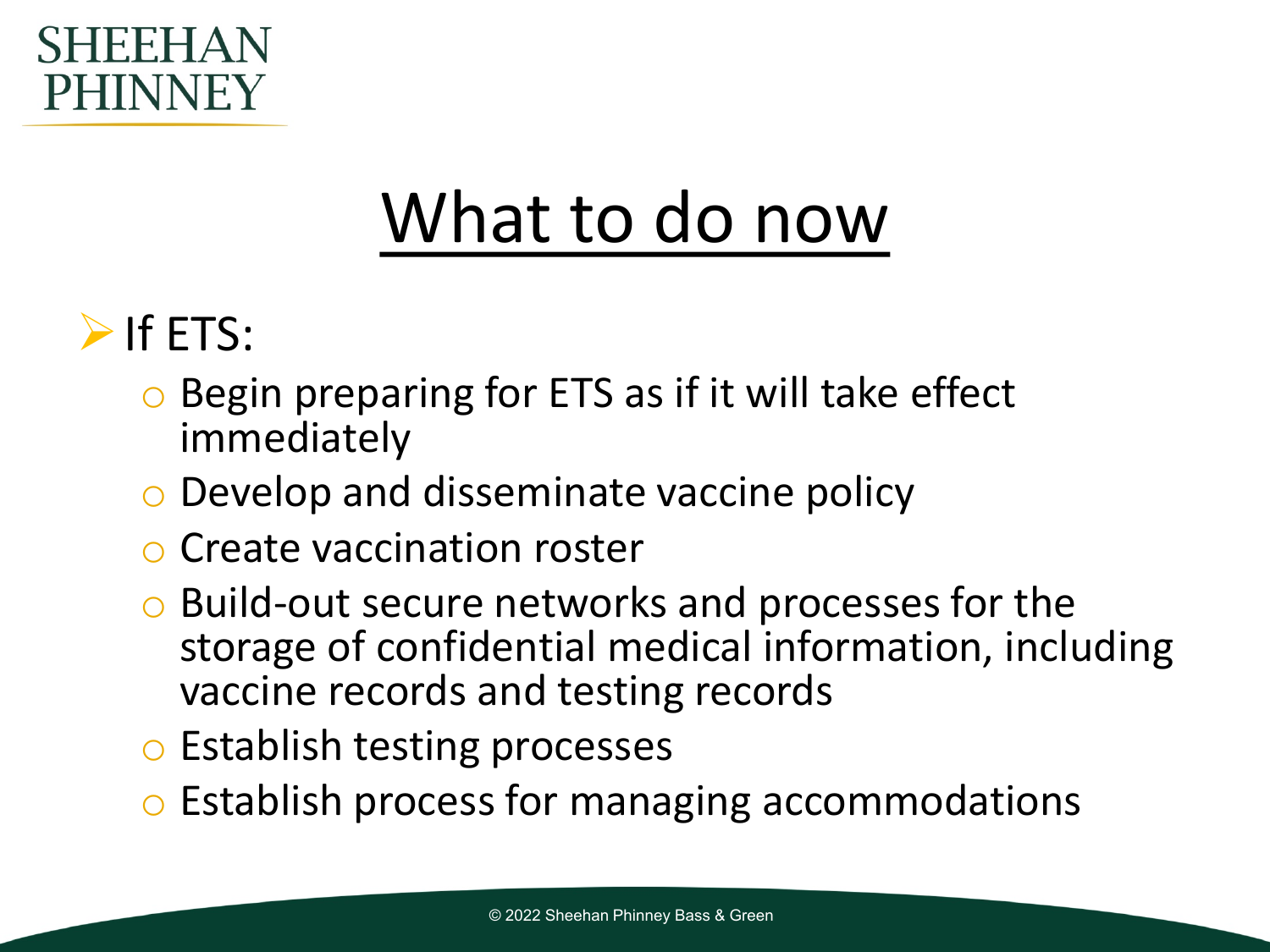# What to do now

- If ETS:
  - Begin preparing for ETS as if it will take effect immediately
  - Develop and disseminate vaccine policy
  - Create vaccination roster
  - Build-out secure networks and processes for the storage of confidential medical information, including vaccine records and testing records
  - Establish testing processes
  - Establish process for managing accommodations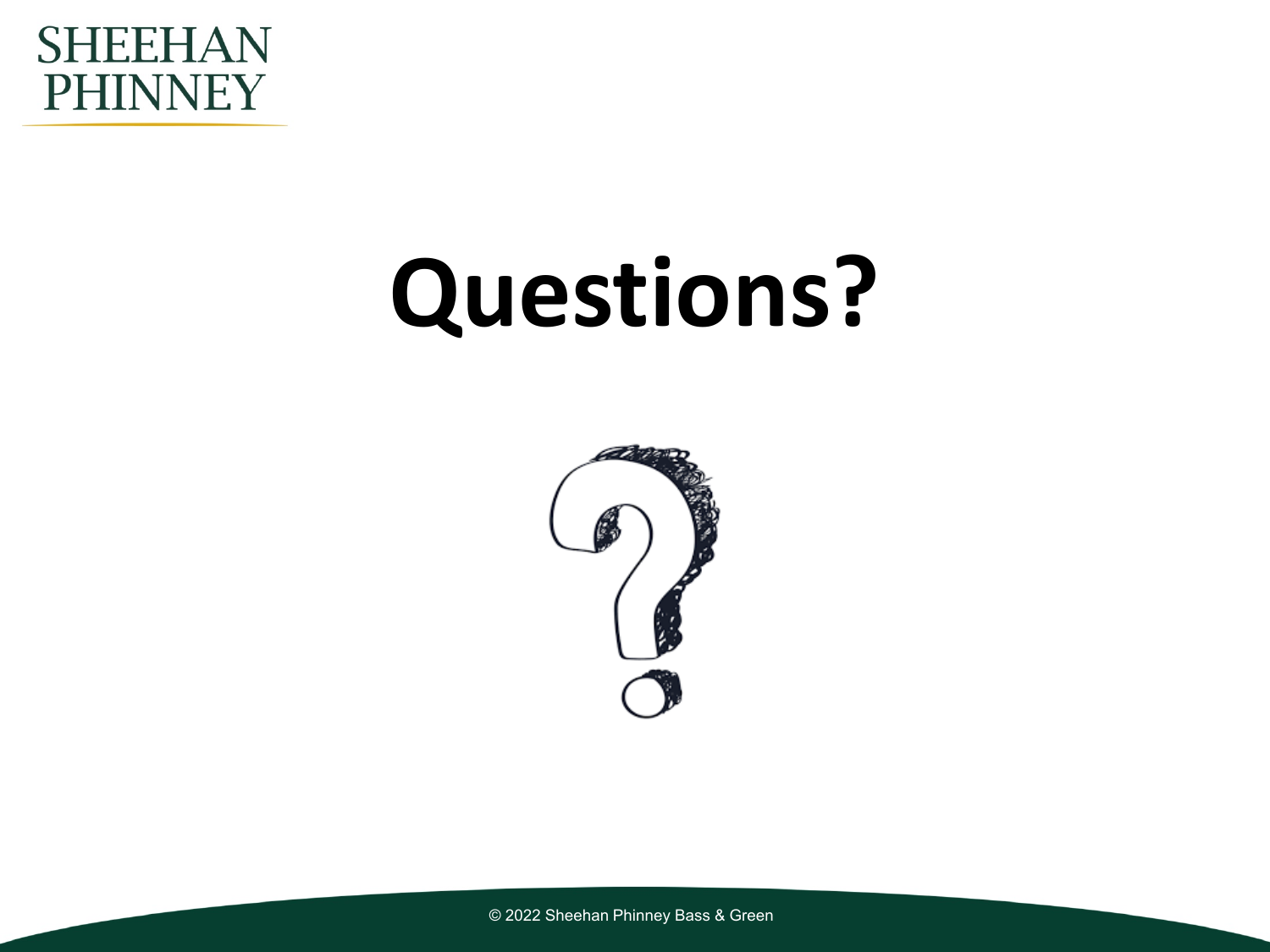# Questions?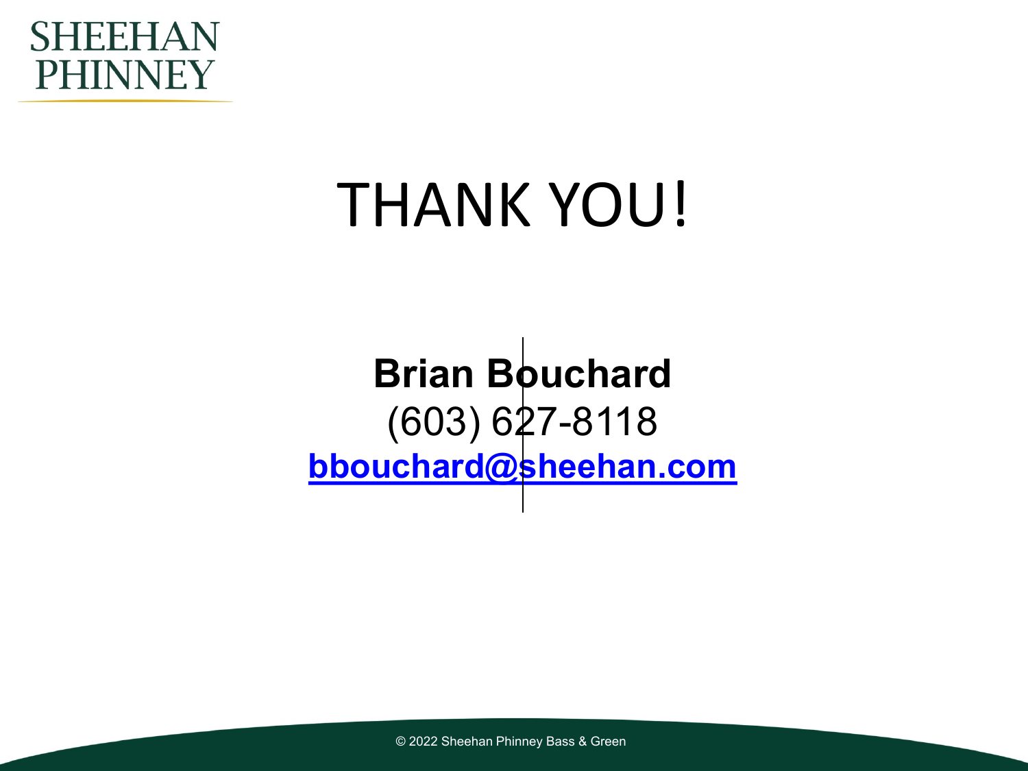SHEEHAN PHINNEY

# THANK YOU!

**Brian Bouchard**
(603) 627-8118
**[bbouchard@sheehan.com](mailto:bbouchard@sheehan.com)**

© 2022 Sheehan Phinney Bass & Green